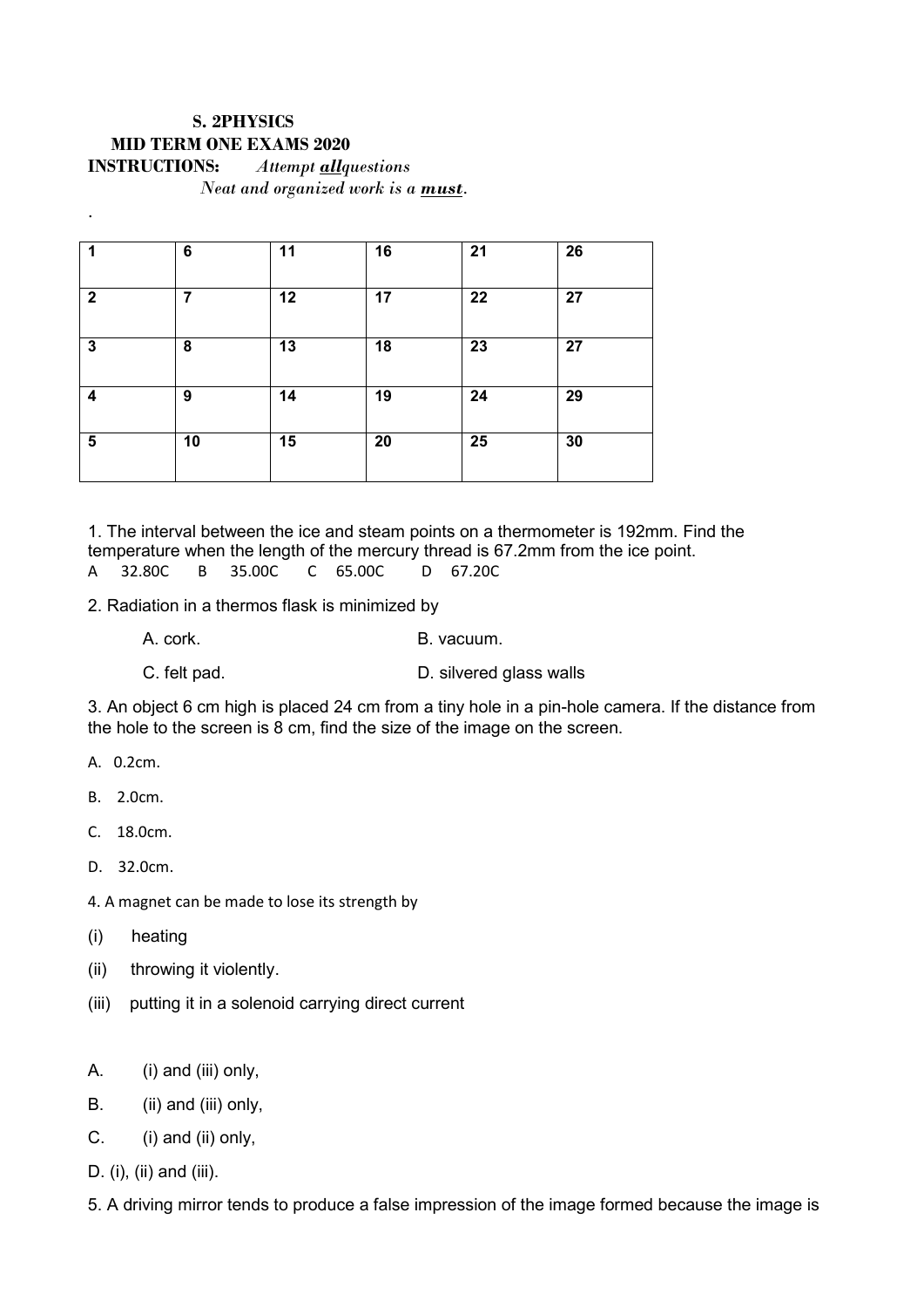**S. 2PHYSICS**

**MID TERM ONE EXAMS 2020**

**INSTRUCTIONS:** *Attempt **all**questions*

*Neat and organized work is a **must**.*

.

| 1 | 6 | 11 | 16 | 21 | 26 |
|---|---|---|---|---|---|
| 2 | 7 | 12 | 17 | 22 | 27 |
| 3 | 8 | 13 | 18 | 23 | 27 |
| 4 | 9 | 14 | 19 | 24 | 29 |
| 5 | 10 | 15 | 20 | 25 | 30 |

1. The interval between the ice and steam points on a thermometer is 192mm. Find the temperature when the length of the mercury thread is 67.2mm from the ice point.

A 32.80C B 35.00C C 65.00C D 67.20C

2. Radiation in a thermos flask is minimized by

A. cork. B. vacuum.

C. felt pad. D. silvered glass walls

3. An object 6 cm high is placed 24 cm from a tiny hole in a pin-hole camera. If the distance from the hole to the screen is 8 cm, find the size of the image on the screen.

A. 0.2cm.

B. 2.0cm.

C. 18.0cm.

D. 32.0cm.

4. A magnet can be made to lose its strength by

(i) heating

(ii) throwing it violently.

(iii) putting it in a solenoid carrying direct current

A. (i) and (iii) only,

B. (ii) and (iii) only,

C. (i) and (ii) only,

D. (i), (ii) and (iii).

5. A driving mirror tends to produce a false impression of the image formed because the image is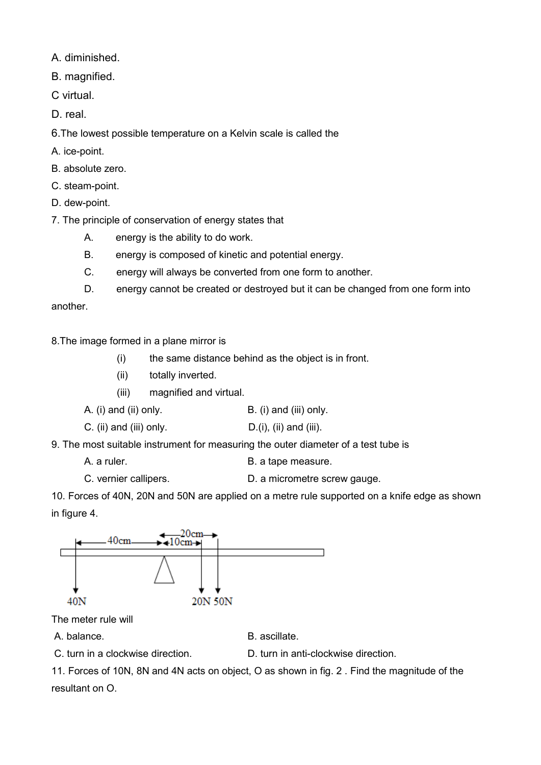A. diminished.

B. magnified.

C virtual.

D. real.

6.The lowest possible temperature on a Kelvin scale is called the

A. ice-point.

B. absolute zero.

C. steam-point.

D. dew-point.

7. The principle of conservation of energy states that

A. energy is the ability to do work.

B. energy is composed of kinetic and potential energy.

C. energy will always be converted from one form to another.

D. energy cannot be created or destroyed but it can be changed from one form into another.

8.The image formed in a plane mirror is

(i) the same distance behind as the object is in front.

(ii) totally inverted.

(iii) magnified and virtual.

A. (i) and (ii) only. B. (i) and (iii) only.

C. (ii) and (iii) only. D.(i), (ii) and (iii).

9. The most suitable instrument for measuring the outer diameter of a test tube is

A. a ruler. B. a tape measure.

C. vernier callipers. D. a micrometre screw gauge.

10. Forces of 40N, 20N and 50N are applied on a metre rule supported on a knife edge as shown in figure 4.

40cm 20cm 10cm

40N 20N 50N

The meter rule will

A. balance. B. ascillate.

C. turn in a clockwise direction. D. turn in anti-clockwise direction.

11. Forces of 10N, 8N and 4N acts on object, O as shown in fig. 2 . Find the magnitude of the resultant on O.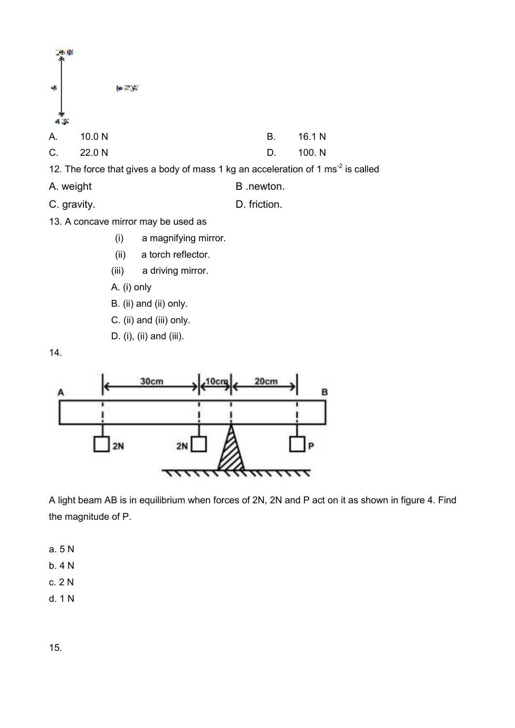A. 10.0 N

B. 16.1 N

C. 22.0 N

D. 100. N

12. The force that gives a body of mass 1 kg an acceleration of 1 $ms^{-2}$ is called

A. weight

B .newton.

C. gravity.

D. friction.

13. A concave mirror may be used as

(i) a magnifying mirror.

(ii) a torch reflector.

(iii) a driving mirror.

A. (i) only

B. (ii) and (ii) only.

C. (ii) and (iii) only.

D. (i), (ii) and (iii).

14.

A light beam AB is in equilibrium when forces of 2N, 2N and P act on it as shown in figure 4. Find the magnitude of P.

a. 5 N

b. 4 N

c. 2 N

d. 1 N

15.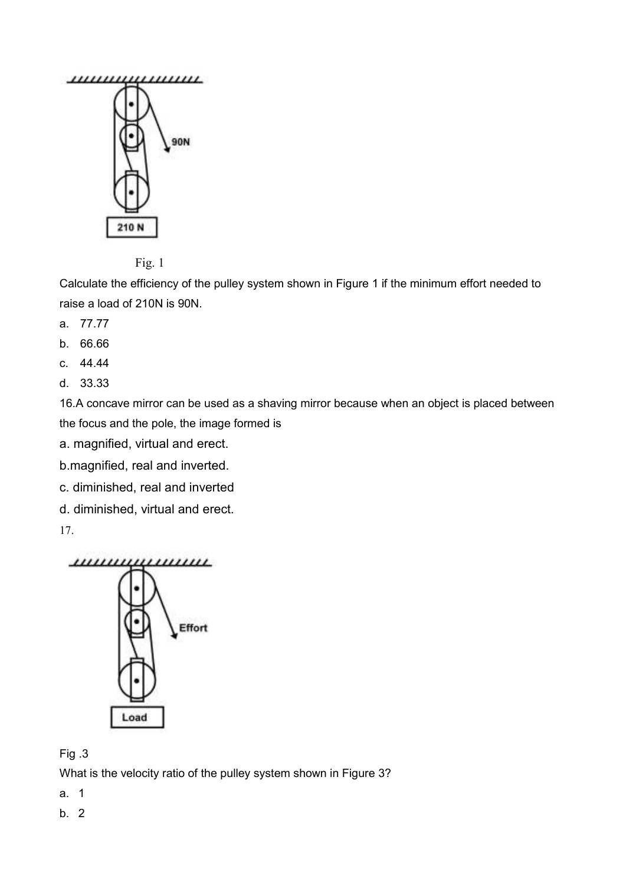Fig. 1

Calculate the efficiency of the pulley system shown in Figure 1 if the minimum effort needed to raise a load of 210N is 90N.

a. 77.77
b. 66.66
c. 44.44
d. 33.33

16.A concave mirror can be used as a shaving mirror because when an object is placed between the focus and the pole, the image formed is

a. magnified, virtual and erect.
b.magnified, real and inverted.
c. diminished, real and inverted
d. diminished, virtual and erect.

17.

Fig .3

What is the velocity ratio of the pulley system shown in Figure 3?

a. 1
b. 2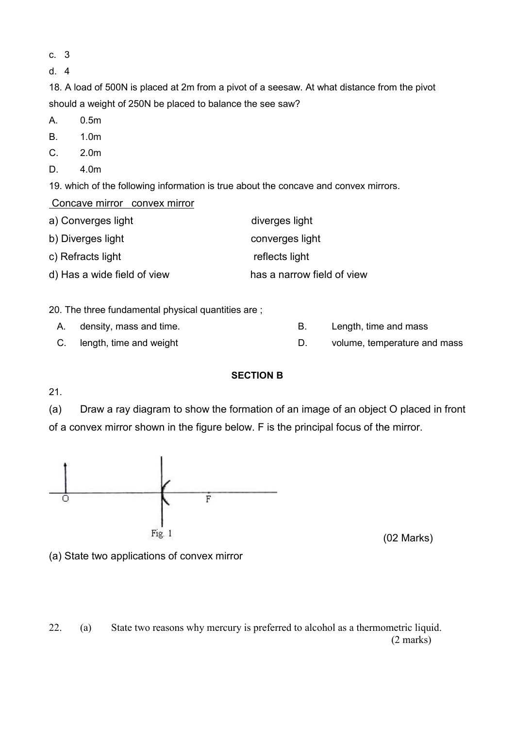c. 3

d. 4

18. A load of 500N is placed at 2m from a pivot of a seesaw. At what distance from the pivot should a weight of 250N be placed to balance the see saw?

A. 0.5m

B. 1.0m

C. 2.0m

D. 4.0m

19. which of the following information is true about the concave and convex mirrors.

| Concave mirror | convex mirror |
|---|---|
| a) Converges light | diverges light |
| b) Diverges light | converges light |
| c) Refracts light | reflects light |
| d) Has a wide field of view | has a narrow field of view |

20. The three fundamental physical quantities are ;

A. density, mass and time.

B. Length, time and mass

C. length, time and weight

D. volume, temperature and mass

**SECTION B**

21.

(a) Draw a ray diagram to show the formation of an image of an object O placed in front of a convex mirror shown in the figure below. F is the principal focus of the mirror.

Fig. 1

(02 Marks)

(a) State two applications of convex mirror

22. (a) State two reasons why mercury is preferred to alcohol as a thermometric liquid. (2 marks)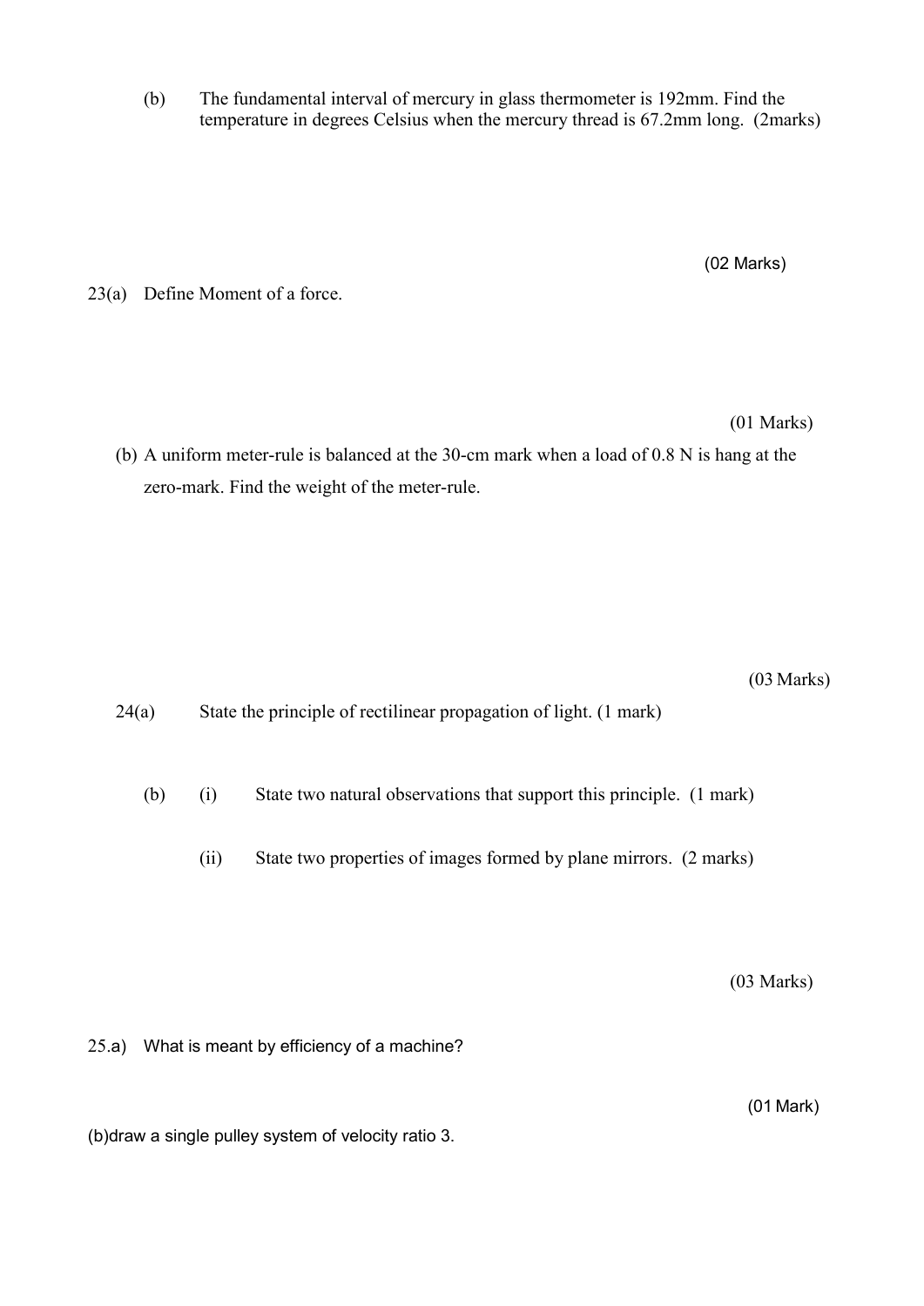(b) The fundamental interval of mercury in glass thermometer is 192mm. Find the temperature in degrees Celsius when the mercury thread is 67.2mm long. (2marks)

(02 Marks)

23(a) Define Moment of a force.

(01 Marks)

(b) A uniform meter-rule is balanced at the 30-cm mark when a load of 0.8 N is hang at the zero-mark. Find the weight of the meter-rule.

(03 Marks)

24(a) State the principle of rectilinear propagation of light. (1 mark)

(b) (i) State two natural observations that support this principle. (1 mark)

(ii) State two properties of images formed by plane mirrors. (2 marks)

(03 Marks)

25.a) What is meant by efficiency of a machine?

(01 Mark)

(b)draw a single pulley system of velocity ratio 3.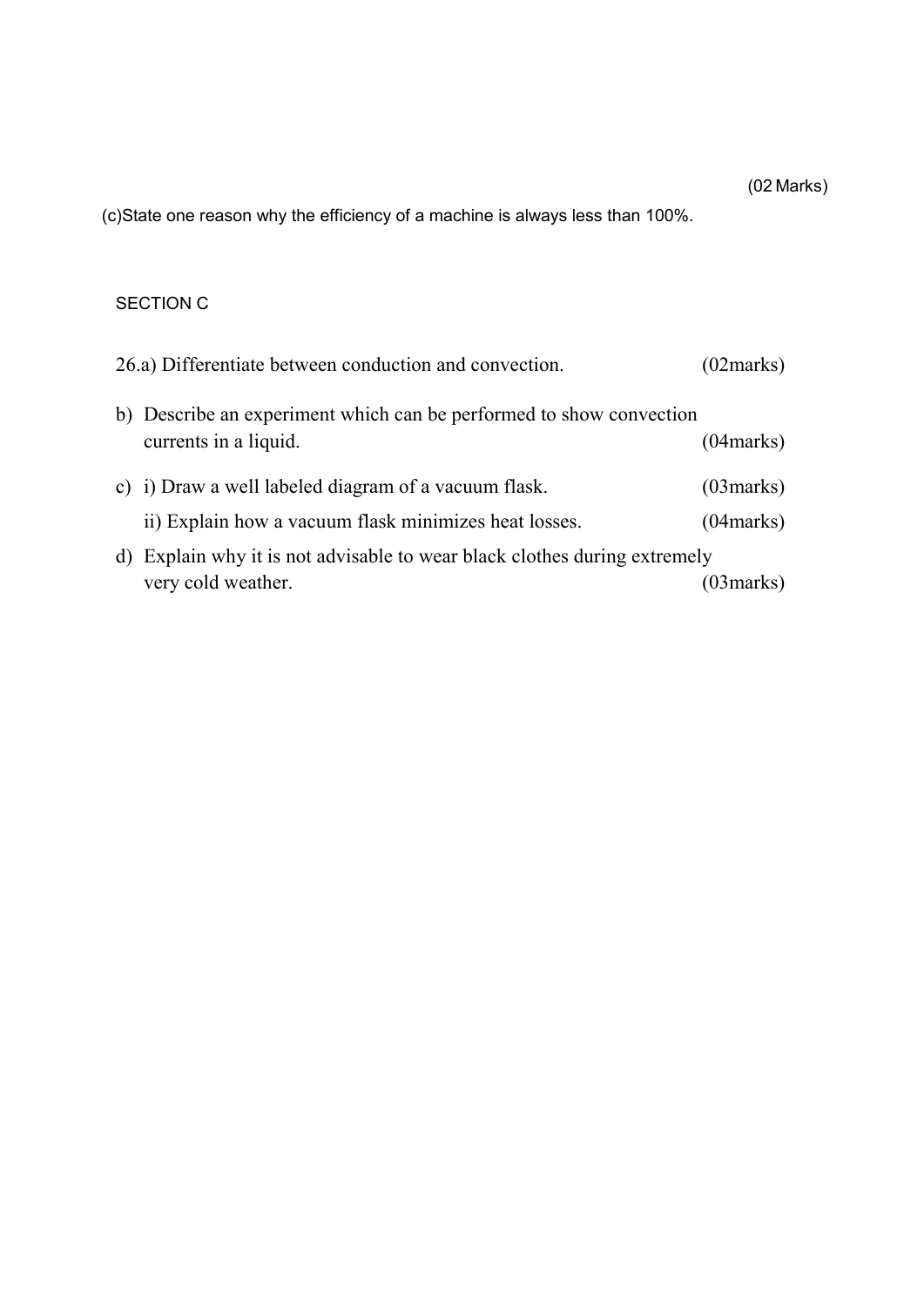(02 Marks)

(c)State one reason why the efficiency of a machine is always less than 100%.

SECTION C

26.a) Differentiate between conduction and convection. (02marks)

b) Describe an experiment which can be performed to show convection currents in a liquid. (04marks)

c) i) Draw a well labeled diagram of a vacuum flask. (03marks)

ii) Explain how a vacuum flask minimizes heat losses. (04marks)

d) Explain why it is not advisable to wear black clothes during extremely very cold weather. (03marks)